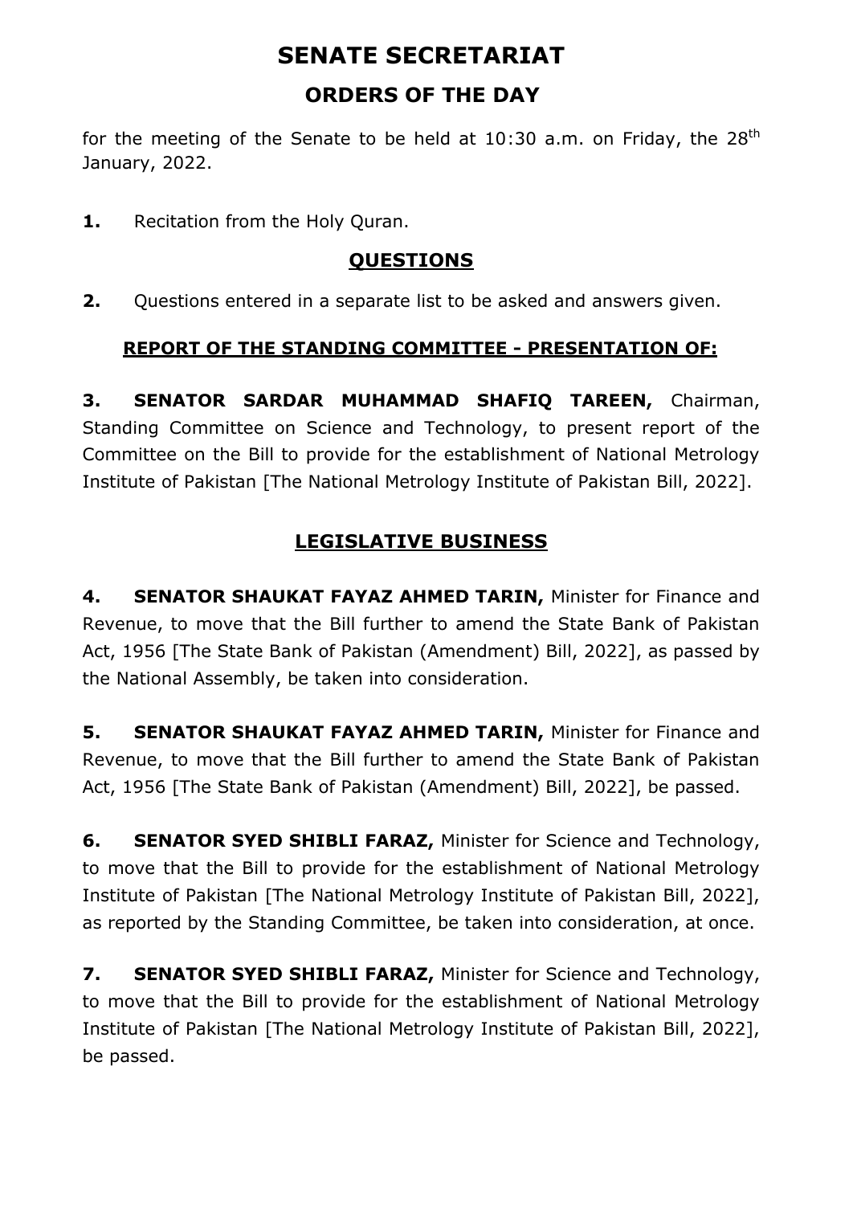# SENATE SECRETARIAT

## ORDERS OF THE DAY

for the meeting of the Senate to be held at 10:30 a.m. on Friday, the 28th January, 2022.

**1.** Recitation from the Holy Quran.

### QUESTIONS

**2.** Questions entered in a separate list to be asked and answers given.

### REPORT OF THE STANDING COMMITTEE - PRESENTATION OF:

**3. SENATOR SARDAR MUHAMMAD SHAFIQ TAREEN,** Chairman, Standing Committee on Science and Technology, to present report of the Committee on the Bill to provide for the establishment of National Metrology Institute of Pakistan [The National Metrology Institute of Pakistan Bill, 2022].

### LEGISLATIVE BUSINESS

**4. SENATOR SHAUKAT FAYAZ AHMED TARIN,** Minister for Finance and Revenue, to move that the Bill further to amend the State Bank of Pakistan Act, 1956 [The State Bank of Pakistan (Amendment) Bill, 2022], as passed by the National Assembly, be taken into consideration.

**5. SENATOR SHAUKAT FAYAZ AHMED TARIN,** Minister for Finance and Revenue, to move that the Bill further to amend the State Bank of Pakistan Act, 1956 [The State Bank of Pakistan (Amendment) Bill, 2022], be passed.

**6. SENATOR SYED SHIBLI FARAZ,** Minister for Science and Technology, to move that the Bill to provide for the establishment of National Metrology Institute of Pakistan [The National Metrology Institute of Pakistan Bill, 2022], as reported by the Standing Committee, be taken into consideration, at once.

**7. SENATOR SYED SHIBLI FARAZ,** Minister for Science and Technology, to move that the Bill to provide for the establishment of National Metrology Institute of Pakistan [The National Metrology Institute of Pakistan Bill, 2022], be passed.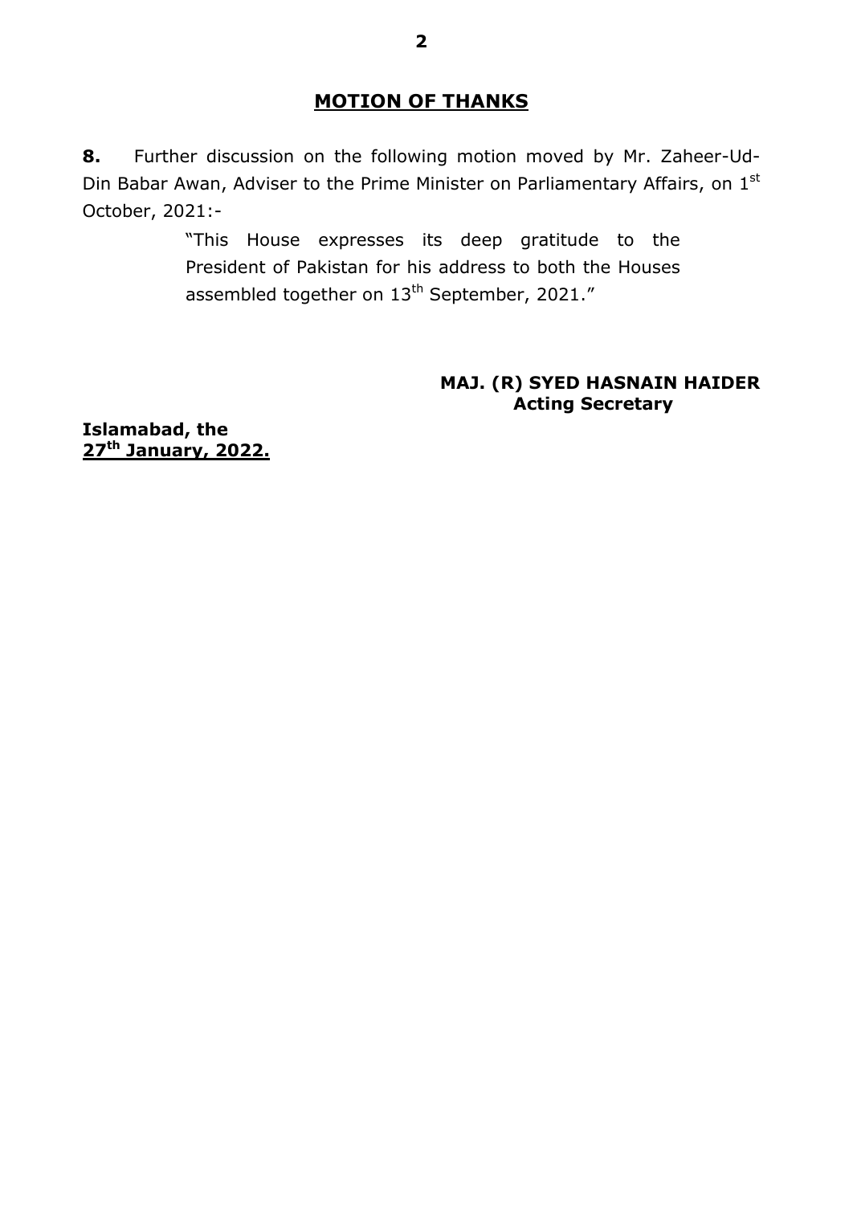## MOTION OF THANKS

**8.** Further discussion on the following motion moved by Mr. Zaheer-Ud-Din Babar Awan, Adviser to the Prime Minister on Parliamentary Affairs, on 1st October, 2021:-

> "This House expresses its deep gratitude to the President of Pakistan for his address to both the Houses assembled together on 13th September, 2021."

**MAJ. (R) SYED HASNAIN HAIDER**
**Acting Secretary**

**Islamabad, the**
**27th January, 2022.**